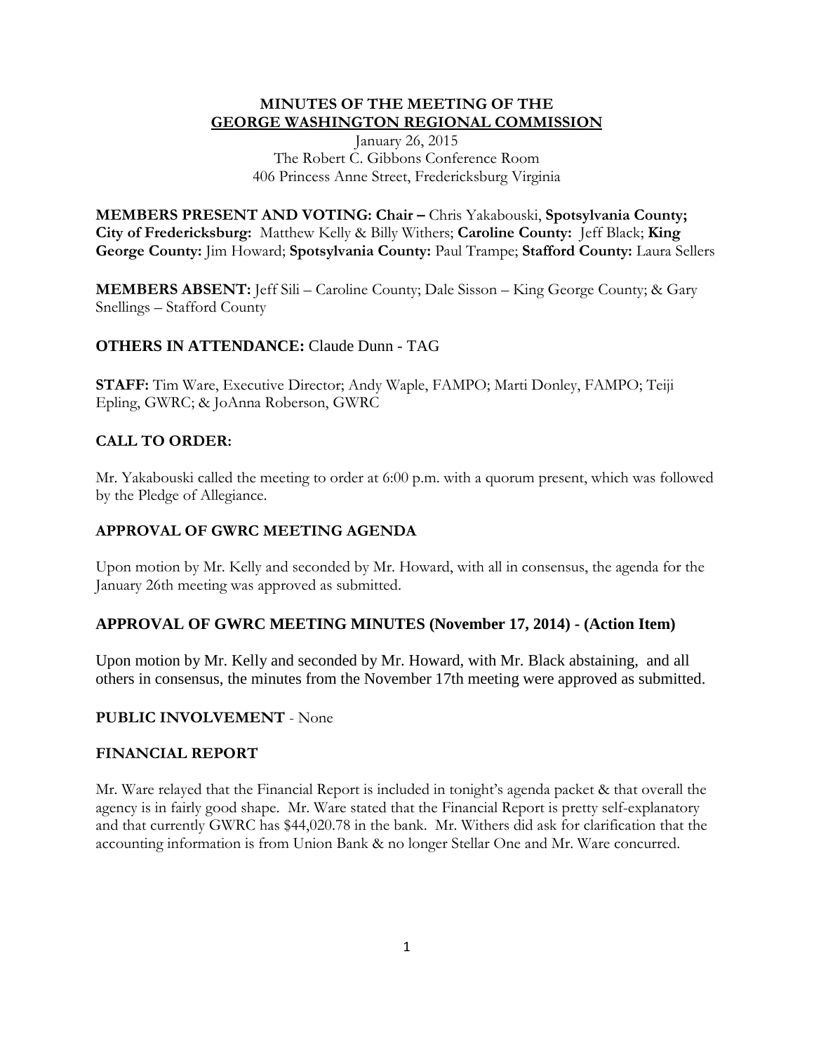# MINUTES OF THE MEETING OF THE GEORGE WASHINGTON REGIONAL COMMISSION

January 26, 2015
The Robert C. Gibbons Conference Room
406 Princess Anne Street, Fredericksburg Virginia

**MEMBERS PRESENT AND VOTING: Chair –** Chris Yakabouski, **Spotsylvania County; City of Fredericksburg:** Matthew Kelly & Billy Withers; **Caroline County:** Jeff Black; **King George County:** Jim Howard; **Spotsylvania County:** Paul Trampe; **Stafford County:** Laura Sellers

**MEMBERS ABSENT:** Jeff Sili – Caroline County; Dale Sisson – King George County; & Gary Snellings – Stafford County

**OTHERS IN ATTENDANCE:** Claude Dunn - TAG

**STAFF:** Tim Ware, Executive Director; Andy Waple, FAMPO; Marti Donley, FAMPO; Teiji Epling, GWRC; & JoAnna Roberson, GWRC

## CALL TO ORDER:

Mr. Yakabouski called the meeting to order at 6:00 p.m. with a quorum present, which was followed by the Pledge of Allegiance.

## APPROVAL OF GWRC MEETING AGENDA

Upon motion by Mr. Kelly and seconded by Mr. Howard, with all in consensus, the agenda for the January 26th meeting was approved as submitted.

## APPROVAL OF GWRC MEETING MINUTES (November 17, 2014) - (Action Item)

Upon motion by Mr. Kelly and seconded by Mr. Howard, with Mr. Black abstaining, and all others in consensus, the minutes from the November 17th meeting were approved as submitted.

## PUBLIC INVOLVEMENT - None

## FINANCIAL REPORT

Mr. Ware relayed that the Financial Report is included in tonight's agenda packet & that overall the agency is in fairly good shape. Mr. Ware stated that the Financial Report is pretty self-explanatory and that currently GWRC has $44,020.78 in the bank. Mr. Withers did ask for clarification that the accounting information is from Union Bank & no longer Stellar One and Mr. Ware concurred.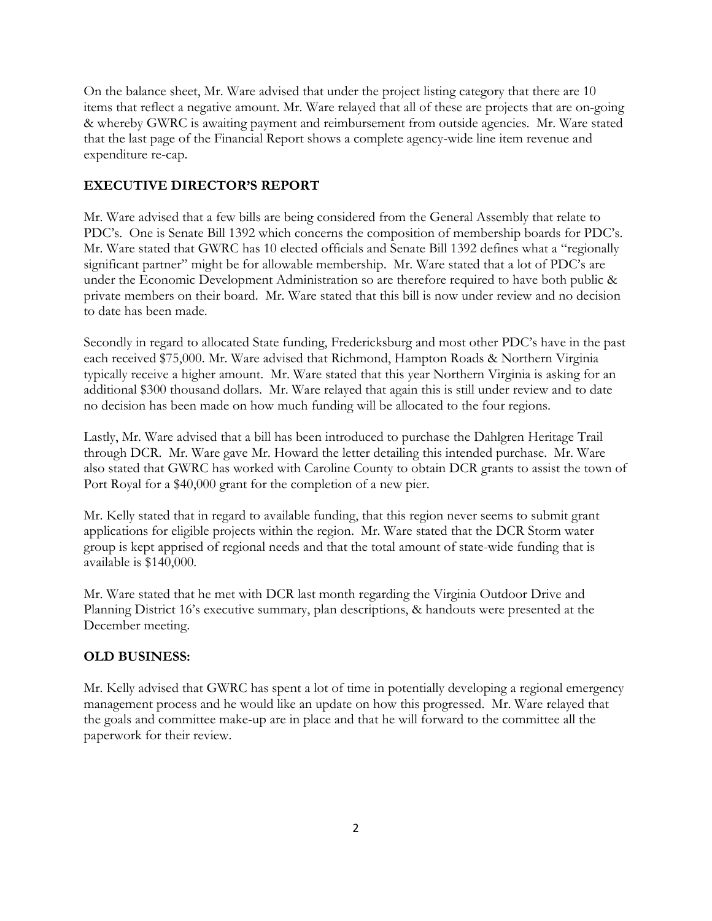On the balance sheet, Mr. Ware advised that under the project listing category that there are 10 items that reflect a negative amount. Mr. Ware relayed that all of these are projects that are on-going & whereby GWRC is awaiting payment and reimbursement from outside agencies. Mr. Ware stated that the last page of the Financial Report shows a complete agency-wide line item revenue and expenditure re-cap.

**EXECUTIVE DIRECTOR'S REPORT**

Mr. Ware advised that a few bills are being considered from the General Assembly that relate to PDC's. One is Senate Bill 1392 which concerns the composition of membership boards for PDC's. Mr. Ware stated that GWRC has 10 elected officials and Senate Bill 1392 defines what a "regionally significant partner" might be for allowable membership. Mr. Ware stated that a lot of PDC's are under the Economic Development Administration so are therefore required to have both public & private members on their board. Mr. Ware stated that this bill is now under review and no decision to date has been made.

Secondly in regard to allocated State funding, Fredericksburg and most other PDC's have in the past each received $75,000. Mr. Ware advised that Richmond, Hampton Roads & Northern Virginia typically receive a higher amount. Mr. Ware stated that this year Northern Virginia is asking for an additional $300 thousand dollars. Mr. Ware relayed that again this is still under review and to date no decision has been made on how much funding will be allocated to the four regions.

Lastly, Mr. Ware advised that a bill has been introduced to purchase the Dahlgren Heritage Trail through DCR. Mr. Ware gave Mr. Howard the letter detailing this intended purchase. Mr. Ware also stated that GWRC has worked with Caroline County to obtain DCR grants to assist the town of Port Royal for a $40,000 grant for the completion of a new pier.

Mr. Kelly stated that in regard to available funding, that this region never seems to submit grant applications for eligible projects within the region. Mr. Ware stated that the DCR Storm water group is kept apprised of regional needs and that the total amount of state-wide funding that is available is $140,000.

Mr. Ware stated that he met with DCR last month regarding the Virginia Outdoor Drive and Planning District 16's executive summary, plan descriptions, & handouts were presented at the December meeting.

**OLD BUSINESS:**

Mr. Kelly advised that GWRC has spent a lot of time in potentially developing a regional emergency management process and he would like an update on how this progressed. Mr. Ware relayed that the goals and committee make-up are in place and that he will forward to the committee all the paperwork for their review.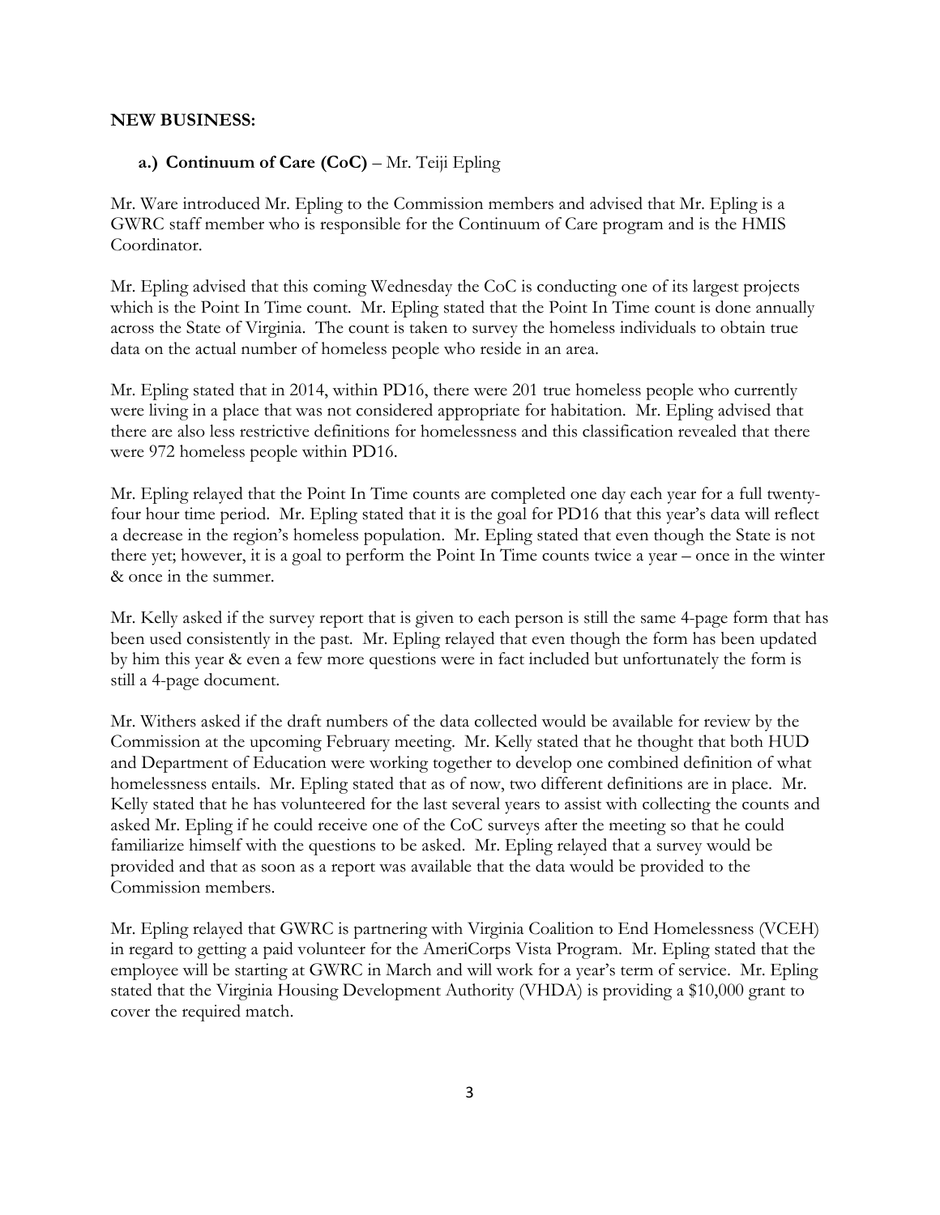**NEW BUSINESS:**

**a.) Continuum of Care (CoC)** – Mr. Teiji Epling

Mr. Ware introduced Mr. Epling to the Commission members and advised that Mr. Epling is a GWRC staff member who is responsible for the Continuum of Care program and is the HMIS Coordinator.

Mr. Epling advised that this coming Wednesday the CoC is conducting one of its largest projects which is the Point In Time count. Mr. Epling stated that the Point In Time count is done annually across the State of Virginia. The count is taken to survey the homeless individuals to obtain true data on the actual number of homeless people who reside in an area.

Mr. Epling stated that in 2014, within PD16, there were 201 true homeless people who currently were living in a place that was not considered appropriate for habitation. Mr. Epling advised that there are also less restrictive definitions for homelessness and this classification revealed that there were 972 homeless people within PD16.

Mr. Epling relayed that the Point In Time counts are completed one day each year for a full twenty-four hour time period. Mr. Epling stated that it is the goal for PD16 that this year's data will reflect a decrease in the region's homeless population. Mr. Epling stated that even though the State is not there yet; however, it is a goal to perform the Point In Time counts twice a year – once in the winter & once in the summer.

Mr. Kelly asked if the survey report that is given to each person is still the same 4-page form that has been used consistently in the past. Mr. Epling relayed that even though the form has been updated by him this year & even a few more questions were in fact included but unfortunately the form is still a 4-page document.

Mr. Withers asked if the draft numbers of the data collected would be available for review by the Commission at the upcoming February meeting. Mr. Kelly stated that he thought that both HUD and Department of Education were working together to develop one combined definition of what homelessness entails. Mr. Epling stated that as of now, two different definitions are in place. Mr. Kelly stated that he has volunteered for the last several years to assist with collecting the counts and asked Mr. Epling if he could receive one of the CoC surveys after the meeting so that he could familiarize himself with the questions to be asked. Mr. Epling relayed that a survey would be provided and that as soon as a report was available that the data would be provided to the Commission members.

Mr. Epling relayed that GWRC is partnering with Virginia Coalition to End Homelessness (VCEH) in regard to getting a paid volunteer for the AmeriCorps Vista Program. Mr. Epling stated that the employee will be starting at GWRC in March and will work for a year's term of service. Mr. Epling stated that the Virginia Housing Development Authority (VHDA) is providing a $10,000 grant to cover the required match.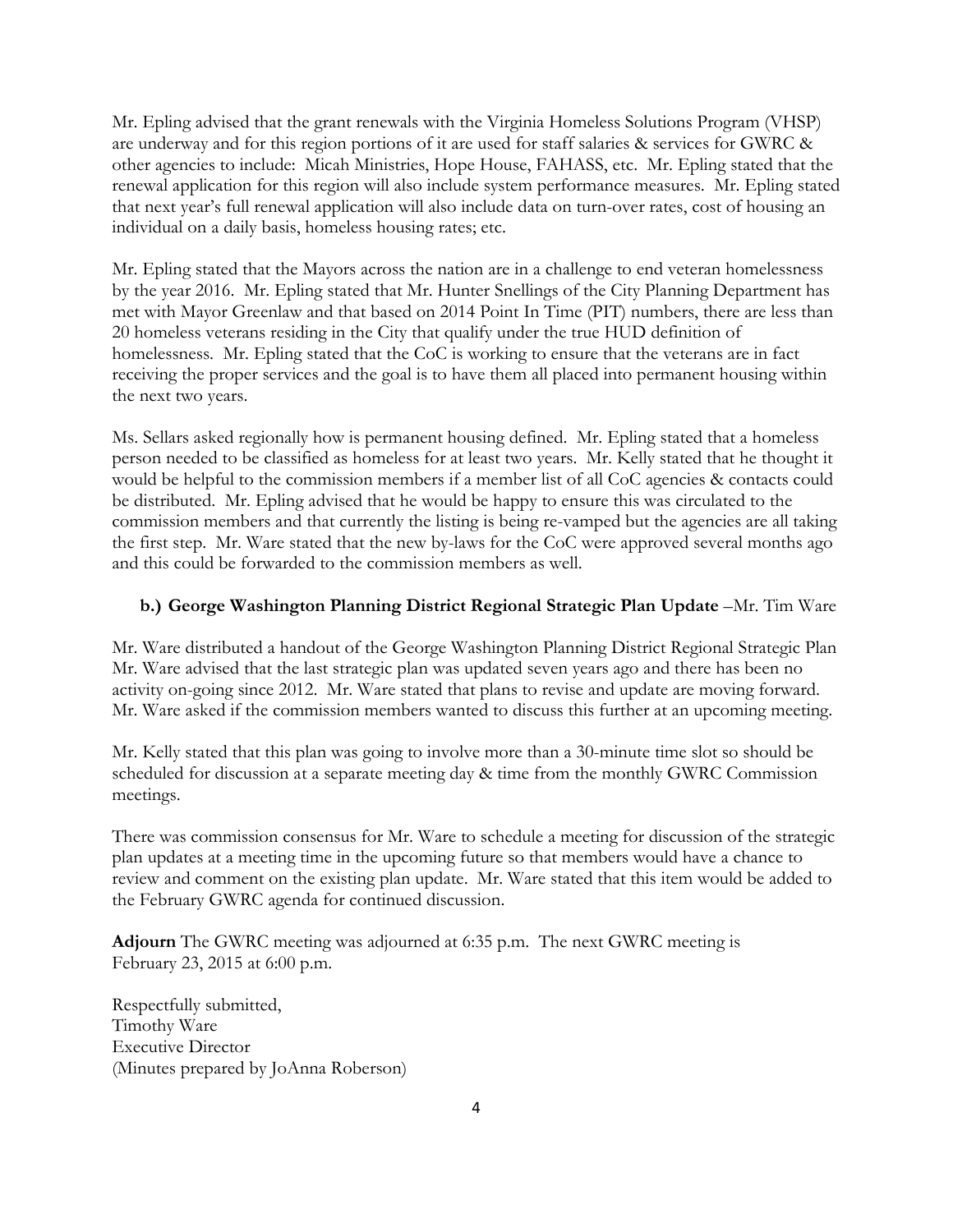Mr. Epling advised that the grant renewals with the Virginia Homeless Solutions Program (VHSP) are underway and for this region portions of it are used for staff salaries & services for GWRC & other agencies to include: Micah Ministries, Hope House, FAHASS, etc. Mr. Epling stated that the renewal application for this region will also include system performance measures. Mr. Epling stated that next year's full renewal application will also include data on turn-over rates, cost of housing an individual on a daily basis, homeless housing rates; etc.

Mr. Epling stated that the Mayors across the nation are in a challenge to end veteran homelessness by the year 2016. Mr. Epling stated that Mr. Hunter Snellings of the City Planning Department has met with Mayor Greenlaw and that based on 2014 Point In Time (PIT) numbers, there are less than 20 homeless veterans residing in the City that qualify under the true HUD definition of homelessness. Mr. Epling stated that the CoC is working to ensure that the veterans are in fact receiving the proper services and the goal is to have them all placed into permanent housing within the next two years.

Ms. Sellars asked regionally how is permanent housing defined. Mr. Epling stated that a homeless person needed to be classified as homeless for at least two years. Mr. Kelly stated that he thought it would be helpful to the commission members if a member list of all CoC agencies & contacts could be distributed. Mr. Epling advised that he would be happy to ensure this was circulated to the commission members and that currently the listing is being re-vamped but the agencies are all taking the first step. Mr. Ware stated that the new by-laws for the CoC were approved several months ago and this could be forwarded to the commission members as well.

**b.) George Washington Planning District Regional Strategic Plan Update** –Mr. Tim Ware

Mr. Ware distributed a handout of the George Washington Planning District Regional Strategic Plan Mr. Ware advised that the last strategic plan was updated seven years ago and there has been no activity on-going since 2012. Mr. Ware stated that plans to revise and update are moving forward. Mr. Ware asked if the commission members wanted to discuss this further at an upcoming meeting.

Mr. Kelly stated that this plan was going to involve more than a 30-minute time slot so should be scheduled for discussion at a separate meeting day & time from the monthly GWRC Commission meetings.

There was commission consensus for Mr. Ware to schedule a meeting for discussion of the strategic plan updates at a meeting time in the upcoming future so that members would have a chance to review and comment on the existing plan update. Mr. Ware stated that this item would be added to the February GWRC agenda for continued discussion.

**Adjourn** The GWRC meeting was adjourned at 6:35 p.m. The next GWRC meeting is February 23, 2015 at 6:00 p.m.

Respectfully submitted,
Timothy Ware
Executive Director
(Minutes prepared by JoAnna Roberson)